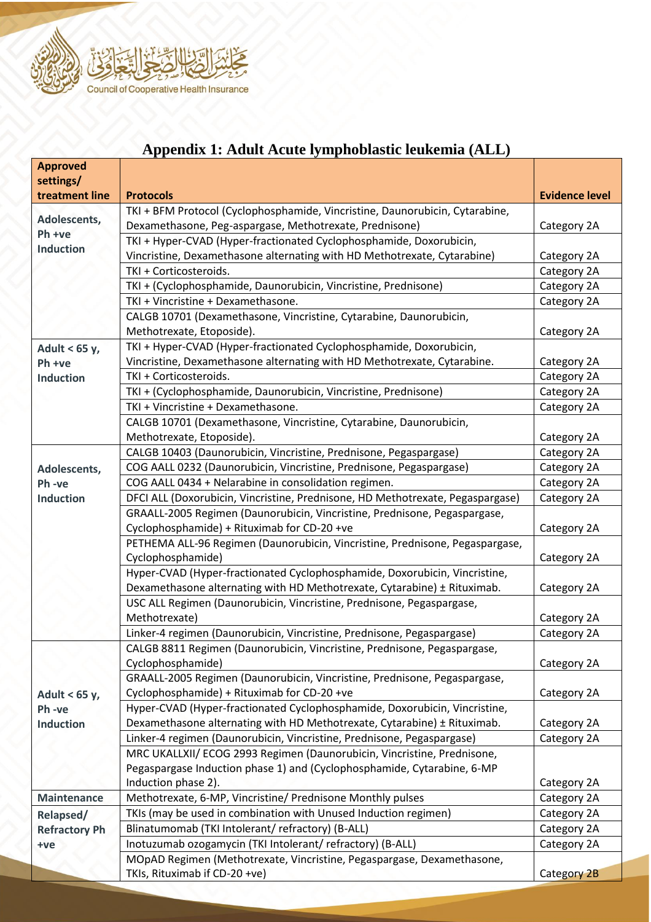# Appendix 1: Adult Acute lymphoblastic leukemia (ALL)

| Approved settings/ treatment line | Protocols | Evidence level |
|---|---|---|
| Adolescents, Ph +ve Induction | TKI + BFM Protocol (Cyclophosphamide, Vincristine, Daunorubicin, Cytarabine, Dexamethasone, Peg-aspargase, Methotrexate, Prednisone) | Category 2A |
| | TKI + Hyper-CVAD (Hyper-fractionated Cyclophosphamide, Doxorubicin, Vincristine, Dexamethasone alternating with HD Methotrexate, Cytarabine) | Category 2A |
| | TKI + Corticosteroids. | Category 2A |
| | TKI + (Cyclophosphamide, Daunorubicin, Vincristine, Prednisone) | Category 2A |
| | TKI + Vincristine + Dexamethasone. | Category 2A |
| | CALGB 10701 (Dexamethasone, Vincristine, Cytarabine, Daunorubicin, Methotrexate, Etoposide). | Category 2A |
| Adult < 65 y, Ph +ve Induction | TKI + Hyper-CVAD (Hyper-fractionated Cyclophosphamide, Doxorubicin, Vincristine, Dexamethasone alternating with HD Methotrexate, Cytarabine. | Category 2A |
| | TKI + Corticosteroids. | Category 2A |
| | TKI + (Cyclophosphamide, Daunorubicin, Vincristine, Prednisone) | Category 2A |
| | TKI + Vincristine + Dexamethasone. | Category 2A |
| | CALGB 10701 (Dexamethasone, Vincristine, Cytarabine, Daunorubicin, Methotrexate, Etoposide). | Category 2A |
| Adolescents, Ph -ve Induction | CALGB 10403 (Daunorubicin, Vincristine, Prednisone, Pegaspargase) | Category 2A |
| | COG AALL 0232 (Daunorubicin, Vincristine, Prednisone, Pegaspargase) | Category 2A |
| | COG AALL 0434 + Nelarabine in consolidation regimen. | Category 2A |
| | DFCI ALL (Doxorubicin, Vincristine, Prednisone, HD Methotrexate, Pegaspargase) | Category 2A |
| | GRAALL-2005 Regimen (Daunorubicin, Vincristine, Prednisone, Pegaspargase, Cyclophosphamide) + Rituximab for CD-20 +ve | Category 2A |
| | PETHEMA ALL-96 Regimen (Daunorubicin, Vincristine, Prednisone, Pegaspargase, Cyclophosphamide) | Category 2A |
| | Hyper-CVAD (Hyper-fractionated Cyclophosphamide, Doxorubicin, Vincristine, Dexamethasone alternating with HD Methotrexate, Cytarabine) ± Rituximab. | Category 2A |
| | USC ALL Regimen (Daunorubicin, Vincristine, Prednisone, Pegaspargase, Methotrexate) | Category 2A |
| | Linker-4 regimen (Daunorubicin, Vincristine, Prednisone, Pegaspargase) | Category 2A |
| Adult < 65 y, Ph -ve Induction | CALGB 8811 Regimen (Daunorubicin, Vincristine, Prednisone, Pegaspargase, Cyclophosphamide) | Category 2A |
| | GRAALL-2005 Regimen (Daunorubicin, Vincristine, Prednisone, Pegaspargase, Cyclophosphamide) + Rituximab for CD-20 +ve | Category 2A |
| | Hyper-CVAD (Hyper-fractionated Cyclophosphamide, Doxorubicin, Vincristine, Dexamethasone alternating with HD Methotrexate, Cytarabine) ± Rituximab. | Category 2A |
| | Linker-4 regimen (Daunorubicin, Vincristine, Prednisone, Pegaspargase) | Category 2A |
| | MRC UKALLXII/ ECOG 2993 Regimen (Daunorubicin, Vincristine, Prednisone, Pegaspargase Induction phase 1) and (Cyclophosphamide, Cytarabine, 6-MP Induction phase 2). | Category 2A |
| Maintenance | Methotrexate, 6-MP, Vincristine/ Prednisone Monthly pulses | Category 2A |
| Relapsed/ Refractory Ph +ve | TKIs (may be used in combination with Unused Induction regimen) | Category 2A |
| | Blinatumomab (TKI Intolerant/ refractory) (B-ALL) | Category 2A |
| | Inotuzumab ozogamycin (TKI Intolerant/ refractory) (B-ALL) | Category 2A |
| | MOpAD Regimen (Methotrexate, Vincristine, Pegaspargase, Dexamethasone, TKIs, Rituximab if CD-20 +ve) | Category 2B |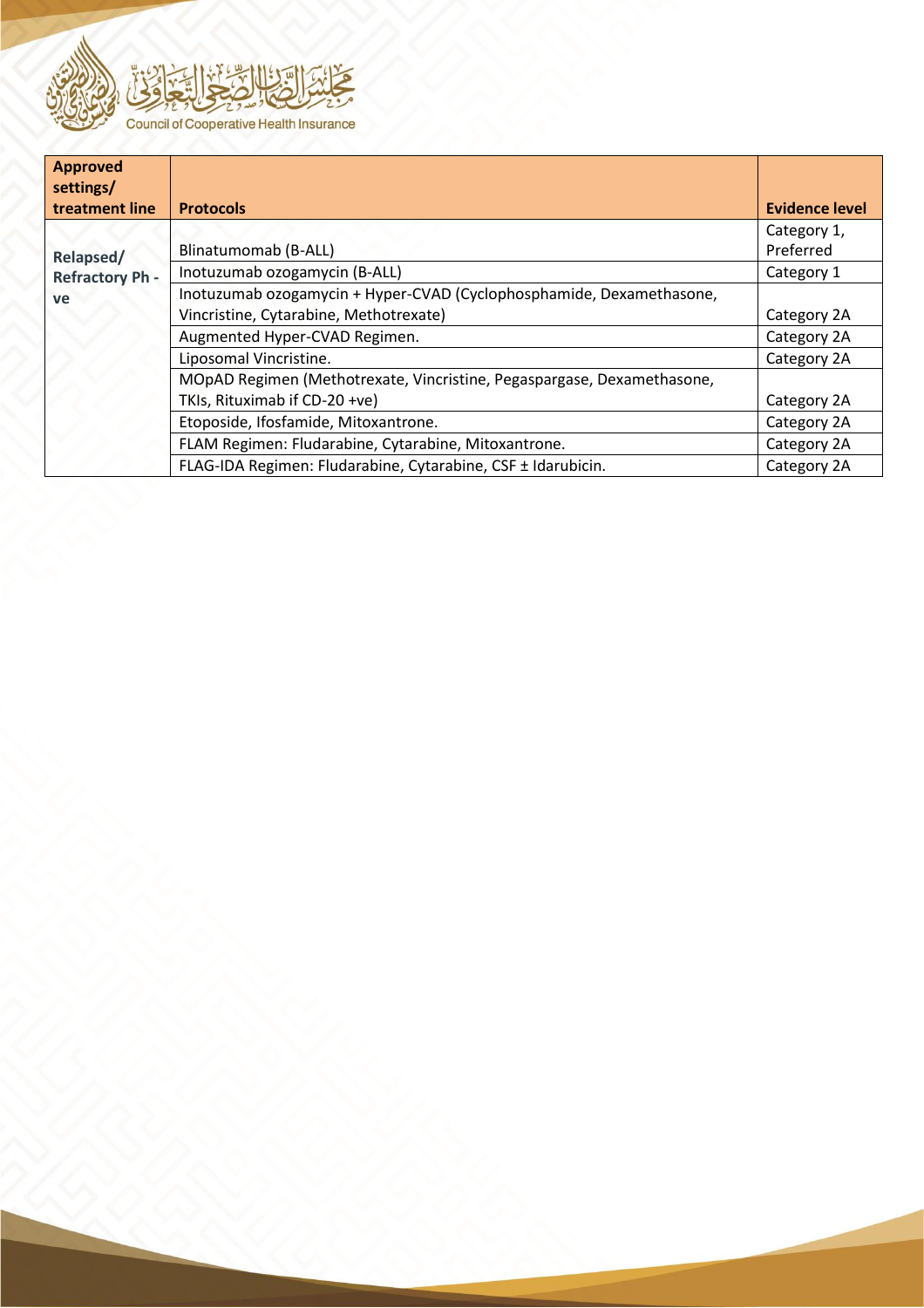| Approved settings/ treatment line | Protocols | Evidence level |
|---|---|---|
| **Relapsed/ Refractory Ph -ve** | Blinatumomab (B-ALL) | Category 1, Preferred |
| | Inotuzumab ozogamycin (B-ALL) | Category 1 |
| | Inotuzumab ozogamycin + Hyper-CVAD (Cyclophosphamide, Dexamethasone, Vincristine, Cytarabine, Methotrexate) | Category 2A |
| | Augmented Hyper-CVAD Regimen. | Category 2A |
| | Liposomal Vincristine. | Category 2A |
| | MOpAD Regimen (Methotrexate, Vincristine, Pegaspargase, Dexamethasone, TKIs, Rituximab if CD-20 +ve) | Category 2A |
| | Etoposide, Ifosfamide, Mitoxantrone. | Category 2A |
| | FLAM Regimen: Fludarabine, Cytarabine, Mitoxantrone. | Category 2A |
| | FLAG-IDA Regimen: Fludarabine, Cytarabine, CSF ± Idarubicin. | Category 2A |